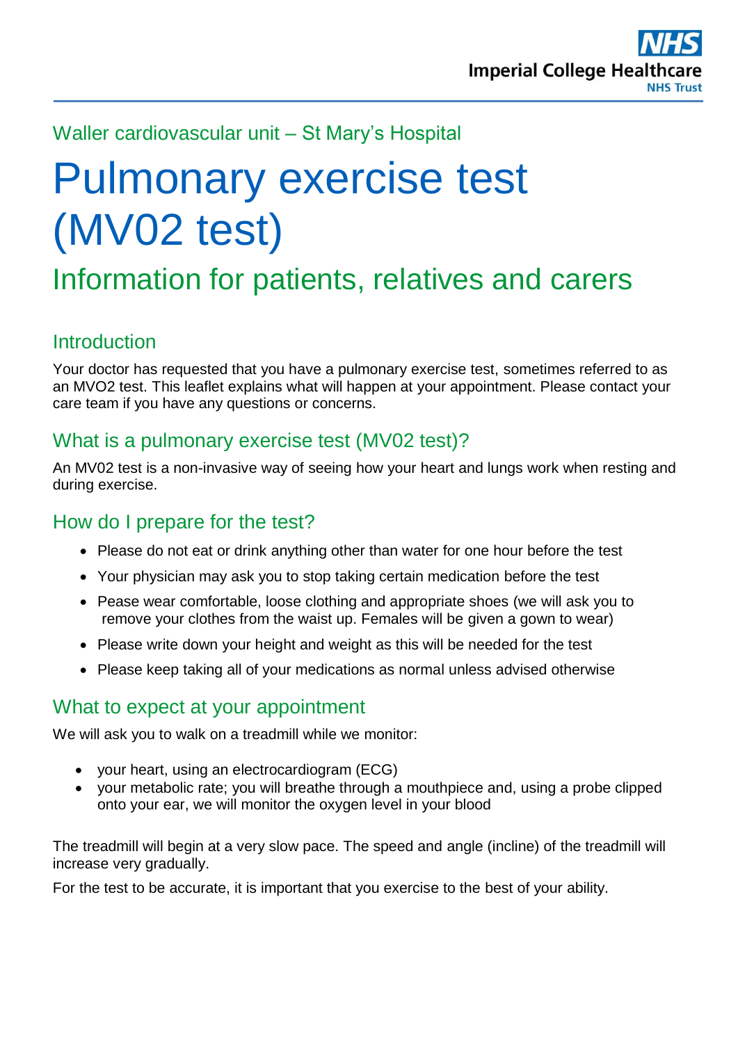Waller cardiovascular unit – St Mary's Hospital

# Pulmonary exercise test (MV02 test)

## Information for patients, relatives and carers

### Introduction

Your doctor has requested that you have a pulmonary exercise test, sometimes referred to as an MVO2 test. This leaflet explains what will happen at your appointment. Please contact your care team if you have any questions or concerns.

### What is a pulmonary exercise test (MV02 test)?

An MV02 test is a non-invasive way of seeing how your heart and lungs work when resting and during exercise.

### How do I prepare for the test?

- Please do not eat or drink anything other than water for one hour before the test
- Your physician may ask you to stop taking certain medication before the test
- Pease wear comfortable, loose clothing and appropriate shoes (we will ask you to remove your clothes from the waist up. Females will be given a gown to wear)
- Please write down your height and weight as this will be needed for the test
- Please keep taking all of your medications as normal unless advised otherwise

### What to expect at your appointment

We will ask you to walk on a treadmill while we monitor:

- your heart, using an electrocardiogram (ECG)
- your metabolic rate; you will breathe through a mouthpiece and, using a probe clipped onto your ear, we will monitor the oxygen level in your blood

The treadmill will begin at a very slow pace. The speed and angle (incline) of the treadmill will increase very gradually.

For the test to be accurate, it is important that you exercise to the best of your ability.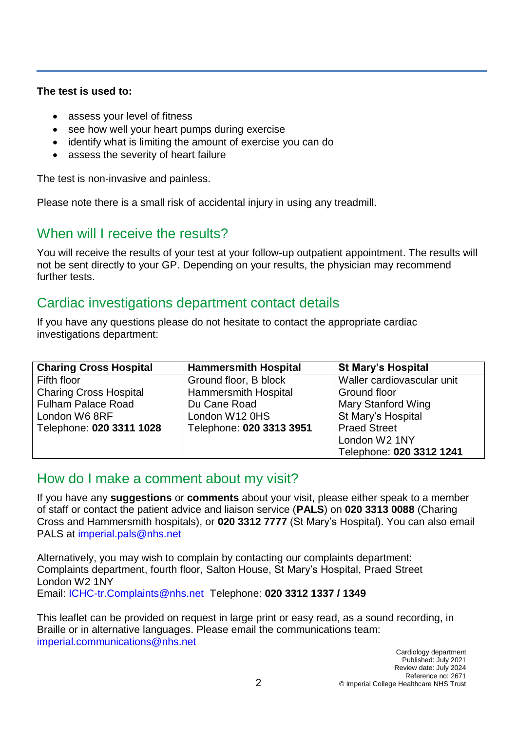**The test is used to:**

- assess your level of fitness
- see how well your heart pumps during exercise
- identify what is limiting the amount of exercise you can do
- assess the severity of heart failure

The test is non-invasive and painless.

Please note there is a small risk of accidental injury in using any treadmill.

## When will I receive the results?

You will receive the results of your test at your follow-up outpatient appointment. The results will not be sent directly to your GP. Depending on your results, the physician may recommend further tests.

## Cardiac investigations department contact details

If you have any questions please do not hesitate to contact the appropriate cardiac investigations department:

| Charing Cross Hospital | Hammersmith Hospital | St Mary's Hospital |
|---|---|---|
| Fifth floor<br>Charing Cross Hospital<br>Fulham Palace Road<br>London W6 8RF<br>Telephone: **020 3311 1028** | Ground floor, B block<br>Hammersmith Hospital<br>Du Cane Road<br>London W12 0HS<br>Telephone: **020 3313 3951** | Waller cardiovascular unit<br>Ground floor<br>Mary Stanford Wing<br>St Mary's Hospital<br>Praed Street<br>London W2 1NY<br>Telephone: **020 3312 1241** |

## How do I make a comment about my visit?

If you have any **suggestions** or **comments** about your visit, please either speak to a member of staff or contact the patient advice and liaison service (**PALS**) on **020 3313 0088** (Charing Cross and Hammersmith hospitals), or **020 3312 7777** (St Mary's Hospital). You can also email PALS at imperial.pals@nhs.net

Alternatively, you may wish to complain by contacting our complaints department:
Complaints department, fourth floor, Salton House, St Mary's Hospital, Praed Street
London W2 1NY
Email: ICHC-tr.Complaints@nhs.net Telephone: **020 3312 1337 / 1349**

This leaflet can be provided on request in large print or easy read, as a sound recording, in Braille or in alternative languages. Please email the communications team: imperial.communications@nhs.net

Cardiology department
Published: July 2021
Review date: July 2024
Reference no: 2671
© Imperial College Healthcare NHS Trust